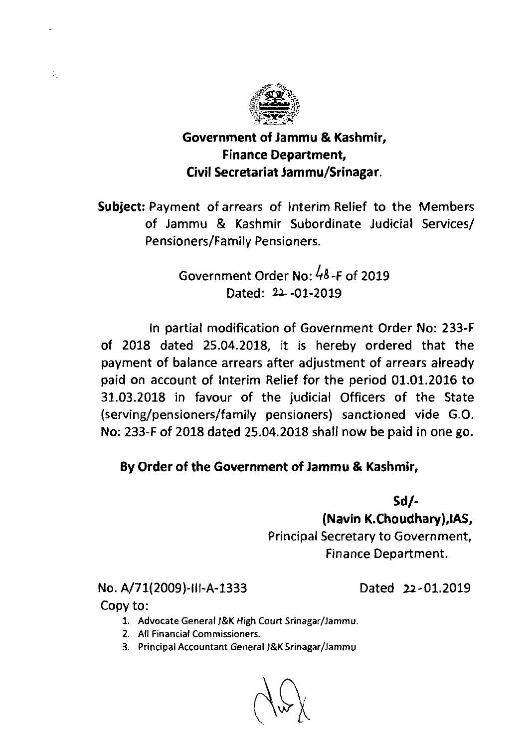**Government of Jammu & Kashmir,**
**Finance Department,**
**Civil Secretariat Jammu/Srinagar.**

**Subject:** Payment of arrears of Interim Relief to the Members of Jammu & Kashmir Subordinate Judicial Services/ Pensioners/Family Pensioners.

Government Order No: 48-F of 2019
Dated: 22-01-2019

In partial modification of Government Order No: 233-F of 2018 dated 25.04.2018, it is hereby ordered that the payment of balance arrears after adjustment of arrears already paid on account of Interim Relief for the period 01.01.2016 to 31.03.2018 in favour of the judicial Officers of the State (serving/pensioners/family pensioners) sanctioned vide G.O. No: 233-F of 2018 dated 25.04.2018 shall now be paid in one go.

**By Order of the Government of Jammu & Kashmir,**

**Sd/-**
**(Navin K.Choudhary),IAS,**
Principal Secretary to Government,
Finance Department.

No. A/71(2009)-III-A-1333 Dated 22-01.2019

Copy to:

1. Advocate General J&K High Court Srinagar/Jammu.
2. All Financial Commissioners.
3. Principal Accountant General J&K Srinagar/Jammu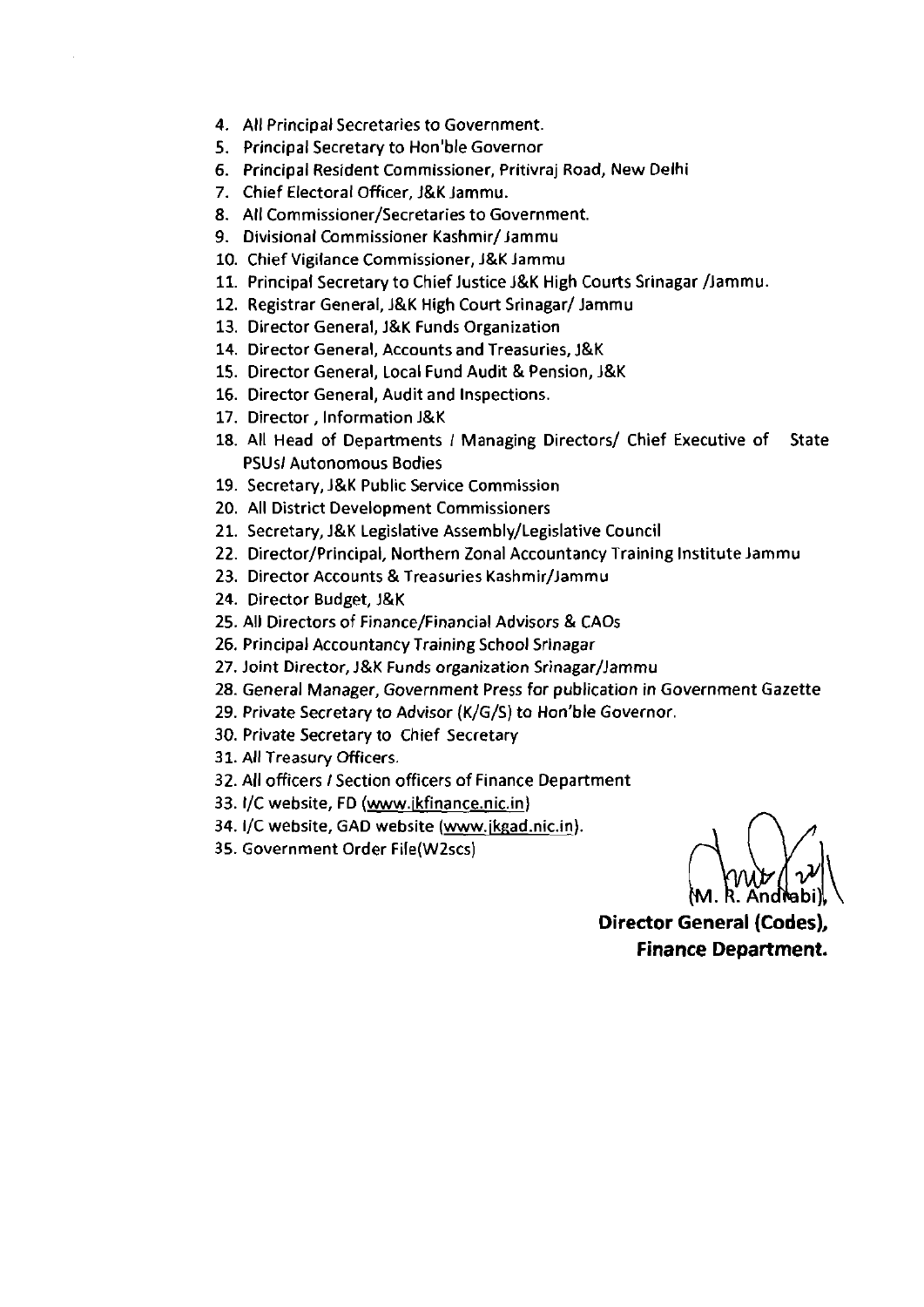4. All Principal Secretaries to Government.
5. Principal Secretary to Hon'ble Governor
6. Principal Resident Commissioner, Pritivraj Road, New Delhi
7. Chief Electoral Officer, J&K Jammu.
8. All Commissioner/Secretaries to Government.
9. Divisional Commissioner Kashmir/ Jammu
10. Chief Vigilance Commissioner, J&K Jammu
11. Principal Secretary to Chief Justice J&K High Courts Srinagar /Jammu.
12. Registrar General, J&K High Court Srinagar/ Jammu
13. Director General, J&K Funds Organization
14. Director General, Accounts and Treasuries, J&K
15. Director General, Local Fund Audit & Pension, J&K
16. Director General, Audit and Inspections.
17. Director , Information J&K
18. All Head of Departments / Managing Directors/ Chief Executive of State PSUs/ Autonomous Bodies
19. Secretary, J&K Public Service Commission
20. All District Development Commissioners
21. Secretary, J&K Legislative Assembly/Legislative Council
22. Director/Principal, Northern Zonal Accountancy Training Institute Jammu
23. Director Accounts & Treasuries Kashmir/Jammu
24. Director Budget, J&K
25. All Directors of Finance/Financial Advisors & CAOs
26. Principal Accountancy Training School Srinagar
27. Joint Director, J&K Funds organization Srinagar/Jammu
28. General Manager, Government Press for publication in Government Gazette
29. Private Secretary to Advisor (K/G/S) to Hon'ble Governor.
30. Private Secretary to Chief Secretary
31. All Treasury Officers.
32. All officers / Section officers of Finance Department
33. I/C website, FD (www.jkfinance.nic.in)
34. I/C website, GAD website (www.jkgad.nic.in).
35. Government Order File(W2scs)

(M. R. Andrabi),
**Director General (Codes),**
**Finance Department.**